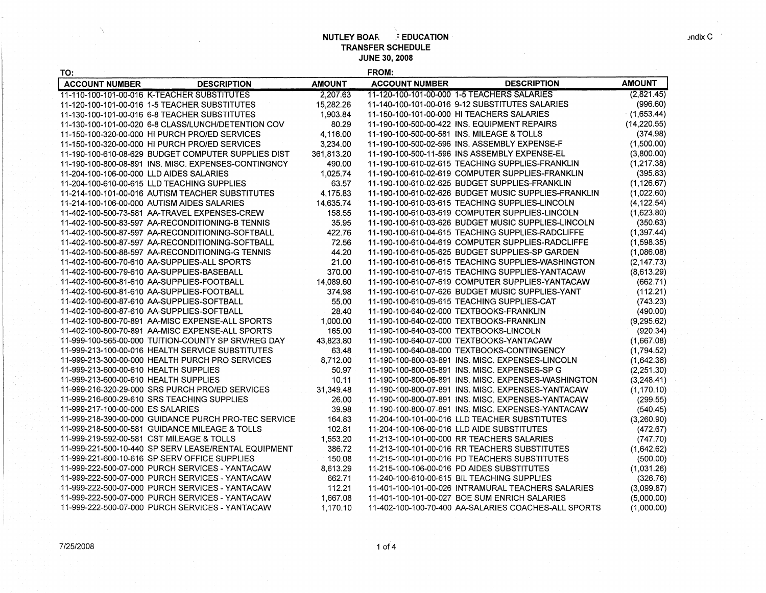**NUTLEY BOARD OF EDUCATION**
**TRANSFER SCHEDULE**
**JUNE 30, 2008**

Appendix C

| TO: ACCOUNT NUMBER | DESCRIPTION | AMOUNT | FROM: ACCOUNT NUMBER | DESCRIPTION | AMOUNT |
|---|---|---|---|---|---|
| 11-110-100-101-00-016 | K-TEACHER SUBSTITUTES | 2,207.63 | 11-120-100-101-00-000 | 1-5 TEACHERS SALARIES | (2,821.45) |
| 11-120-100-101-00-016 | 1-5 TEACHER SUBSTITUTES | 15,282.26 | 11-140-100-101-00-016 | 9-12 SUBSTITUTES SALARIES | (996.60) |
| 11-130-100-101-00-016 | 6-8 TEACHER SUBSTITUTES | 1,903.84 | 11-150-100-101-00-000 | HI TEACHERS SALARIES | (1,653.44) |
| 11-130-100-101-00-020 | 6-8 CLASS/LUNCH/DETENTION COV | 80.29 | 11-190-100-500-00-422 | INS. EQUIPMENT REPAIRS | (14,220.55) |
| 11-150-100-320-00-000 | HI PURCH PRO/ED SERVICES | 4,116.00 | 11-190-100-500-00-581 | INS. MILEAGE & TOLLS | (374.98) |
| 11-150-100-320-00-000 | HI PURCH PRO/ED SERVICES | 3,234.00 | 11-190-100-500-02-596 | INS. ASSEMBLY EXPENSE-F | (1,500.00) |
| 11-190-100-610-08-629 | BUDGET COMPUTER SUPPLIES DIST | 361,813.20 | 11-190-100-500-11-596 | INS ASSEMBLY EXPENSE-EL | (3,800.00) |
| 11-190-100-800-08-891 | INS. MISC. EXPENSES-CONTINGNCY | 490.00 | 11-190-100-610-02-615 | TEACHING SUPPLIES-FRANKLIN | (1,217.38) |
| 11-204-100-106-00-000 | LLD AIDES SALARIES | 1,025.74 | 11-190-100-610-02-619 | COMPUTER SUPPLIES-FRANKLIN | (395.83) |
| 11-204-100-610-00-615 | LLD TEACHING SUPPLIES | 63.57 | 11-190-100-610-02-625 | BUDGET SUPPLIES-FRANKLIN | (1,126.67) |
| 11-214-100-101-00-016 | AUTISM TEACHER SUBSTITUTES | 4,175.83 | 11-190-100-610-02-626 | BUDGET MUSIC SUPPLIES-FRANKLIN | (1,022.60) |
| 11-214-100-106-00-000 | AUTISM AIDES SALARIES | 14,635.74 | 11-190-100-610-03-615 | TEACHING SUPPLIES-LINCOLN | (4,122.54) |
| 11-402-100-500-73-581 | AA-TRAVEL EXPENSES-CREW | 158.55 | 11-190-100-610-03-619 | COMPUTER SUPPLIES-LINCOLN | (1,623.80) |
| 11-402-100-500-83-597 | AA-RECONDITIONING-B TENNIS | 35.95 | 11-190-100-610-03-626 | BUDGET MUSIC SUPPLIES-LINCOLN | (350.63) |
| 11-402-100-500-87-597 | AA-RECONDITIONING-SOFTBALL | 422.76 | 11-190-100-610-04-615 | TEACHING SUPPLIES-RADCLIFFE | (1,397.44) |
| 11-402-100-500-87-597 | AA-RECONDITIONING-SOFTBALL | 72.56 | 11-190-100-610-04-619 | COMPUTER SUPPLIES-RADCLIFFE | (1,598.35) |
| 11-402-100-500-88-597 | AA-RECONDITIONING-G TENNIS | 44.20 | 11-190-100-610-05-625 | BUDGET SUPPLIES-SP GARDEN | (1,086.08) |
| 11-402-100-600-70-610 | AA-SUPPLIES-ALL SPORTS | 21.00 | 11-190-100-610-06-615 | TEACHING SUPPLIES-WASHINGTON | (2,147.73) |
| 11-402-100-600-79-610 | AA-SUPPLIES-BASEBALL | 370.00 | 11-190-100-610-07-615 | TEACHING SUPPLIES-YANTACAW | (8,613.29) |
| 11-402-100-600-81-610 | AA-SUPPLIES-FOOTBALL | 14,089.60 | 11-190-100-610-07-619 | COMPUTER SUPPLIES-YANTACAW | (662.71) |
| 11-402-100-600-81-610 | AA-SUPPLIES-FOOTBALL | 374.98 | 11-190-100-610-07-626 | BUDGET MUSIC SUPPLIES-YANT | (112.21) |
| 11-402-100-600-87-610 | AA-SUPPLIES-SOFTBALL | 55.00 | 11-190-100-610-09-615 | TEACHING SUPPLIES-CAT | (743.23) |
| 11-402-100-600-87-610 | AA-SUPPLIES-SOFTBALL | 28.40 | 11-190-100-640-02-000 | TEXTBOOKS-FRANKLIN | (490.00) |
| 11-402-100-800-70-891 | AA-MISC EXPENSE-ALL SPORTS | 1,000.00 | 11-190-100-640-02-000 | TEXTBOOKS-FRANKLIN | (9,295.62) |
| 11-402-100-800-70-891 | AA-MISC EXPENSE-ALL SPORTS | 165.00 | 11-190-100-640-03-000 | TEXTBOOKS-LINCOLN | (920.34) |
| 11-999-100-565-00-000 | TUITION-COUNTY SP SRV/REG DAY | 43,823.80 | 11-190-100-640-07-000 | TEXTBOOKS-YANTACAW | (1,667.08) |
| 11-999-213-100-00-016 | HEALTH SERVICE SUBSTITUTES | 63.48 | 11-190-100-640-08-000 | TEXTBOOKS-CONTINGENCY | (1,794.52) |
| 11-999-213-300-00-000 | HEALTH PURCH PRO SERVICES | 8,712.00 | 11-190-100-800-03-891 | INS. MISC. EXPENSES-LINCOLN | (1,642.36) |
| 11-999-213-600-00-610 | HEALTH SUPPLIES | 50.97 | 11-190-100-800-05-891 | INS. MISC. EXPENSES-SP G | (2,251.30) |
| 11-999-213-600-00-610 | HEALTH SUPPLIES | 10.11 | 11-190-100-800-06-891 | INS. MISC. EXPENSES-WASHINGTON | (3,248.41) |
| 11-999-216-320-29-000 | SRS PURCH PRO/ED SERVICES | 31,349.48 | 11-190-100-800-07-891 | INS. MISC. EXPENSES-YANTACAW | (1,170.10) |
| 11-999-216-600-29-610 | SRS TEACHING SUPPLIES | 26.00 | 11-190-100-800-07-891 | INS. MISC. EXPENSES-YANTACAW | (299.55) |
| 11-999-217-100-00-000 | ES SALARIES | 39.98 | 11-190-100-800-07-891 | INS. MISC. EXPENSES-YANTACAW | (540.45) |
| 11-999-218-390-00-000 | GUIDANCE PURCH PRO-TEC SERVICE | 164.83 | 11-204-100-101-00-016 | LLD TEACHER SUBSTITUTES | (3,260.90) |
| 11-999-218-500-00-581 | GUIDANCE MILEAGE & TOLLS | 102.81 | 11-204-100-106-00-016 | LLD AIDE SUBSTITUTES | (472.67) |
| 11-999-219-592-00-581 | CST MILEAGE & TOLLS | 1,553.20 | 11-213-100-101-00-000 | RR TEACHERS SALARIES | (747.70) |
| 11-999-221-500-10-440 | SP SERV LEASE/RENTAL EQUIPMENT | 386.72 | 11-213-100-101-00-016 | RR TEACHERS SUBSTITUTES | (1,642.62) |
| 11-999-221-600-10-616 | SP SERV OFFICE SUPPLIES | 150.08 | 11-215-100-101-00-016 | PD TEACHERS SUBSTITUTES | (500.00) |
| 11-999-222-500-07-000 | PURCH SERVICES - YANTACAW | 8,613.29 | 11-215-100-106-00-016 | PD AIDES SUBSTITUTES | (1,031.26) |
| 11-999-222-500-07-000 | PURCH SERVICES - YANTACAW | 662.71 | 11-240-100-610-00-615 | BIL TEACHING SUPPLIES | (326.76) |
| 11-999-222-500-07-000 | PURCH SERVICES - YANTACAW | 112.21 | 11-401-100-101-00-026 | INTRAMURAL TEACHERS SALARIES | (3,099.87) |
| 11-999-222-500-07-000 | PURCH SERVICES - YANTACAW | 1,667.08 | 11-401-100-101-00-027 | BOE SUM ENRICH SALARIES | (5,000.00) |
| 11-999-222-500-07-000 | PURCH SERVICES - YANTACAW | 1,170.10 | 11-402-100-100-70-400 | AA-SALARIES COACHES-ALL SPORTS | (1,000.00) |

7/25/2008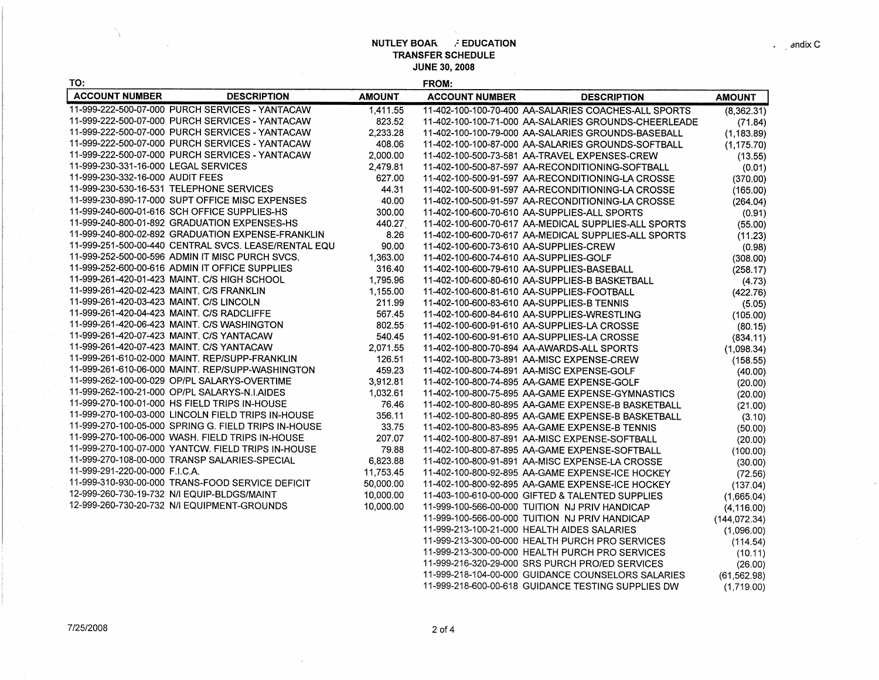# NUTLEY BOAR ⁄ EDUCATION
## TRANSFER SCHEDULE
## JUNE 30, 2008

endix C

| TO: ACCOUNT NUMBER | DESCRIPTION | AMOUNT | FROM: ACCOUNT NUMBER | DESCRIPTION | AMOUNT |
|---|---|---|---|---|---|
| 11-999-222-500-07-000 | PURCH SERVICES - YANTACAW | 1,411.55 | 11-402-100-100-70-400 | AA-SALARIES COACHES-ALL SPORTS | (8,362.31) |
| 11-999-222-500-07-000 | PURCH SERVICES - YANTACAW | 823.52 | 11-402-100-100-71-000 | AA-SALARIES GROUNDS-CHEERLEADE | (71.84) |
| 11-999-222-500-07-000 | PURCH SERVICES - YANTACAW | 2,233.28 | 11-402-100-100-79-000 | AA-SALARIES GROUNDS-BASEBALL | (1,183.89) |
| 11-999-222-500-07-000 | PURCH SERVICES - YANTACAW | 408.06 | 11-402-100-100-87-000 | AA-SALARIES GROUNDS-SOFTBALL | (1,175.70) |
| 11-999-222-500-07-000 | PURCH SERVICES - YANTACAW | 2,000.00 | 11-402-100-500-73-581 | AA-TRAVEL EXPENSES-CREW | (13.55) |
| 11-999-230-331-16-000 | LEGAL SERVICES | 2,479.81 | 11-402-100-500-87-597 | AA-RECONDITIONING-SOFTBALL | (0.01) |
| 11-999-230-332-16-000 | AUDIT FEES | 627.00 | 11-402-100-500-91-597 | AA-RECONDITIONING-LA CROSSE | (370.00) |
| 11-999-230-530-16-531 | TELEPHONE SERVICES | 44.31 | 11-402-100-500-91-597 | AA-RECONDITIONING-LA CROSSE | (165.00) |
| 11-999-230-890-17-000 | SUPT OFFICE MISC EXPENSES | 40.00 | 11-402-100-500-91-597 | AA-RECONDITIONING-LA CROSSE | (264.04) |
| 11-999-240-600-01-616 | SCH OFFICE SUPPLIES-HS | 300.00 | 11-402-100-600-70-610 | AA-SUPPLIES-ALL SPORTS | (0.91) |
| 11-999-240-800-01-892 | GRADUATION EXPENSES-HS | 440.27 | 11-402-100-600-70-617 | AA-MEDICAL SUPPLIES-ALL SPORTS | (55.00) |
| 11-999-240-800-02-892 | GRADUATION EXPENSE-FRANKLIN | 8.26 | 11-402-100-600-70-617 | AA-MEDICAL SUPPLIES-ALL SPORTS | (11.23) |
| 11-999-251-500-00-440 | CENTRAL SVCS. LEASE/RENTAL EQU | 90.00 | 11-402-100-600-73-610 | AA-SUPPLIES-CREW | (0.98) |
| 11-999-252-500-00-596 | ADMIN IT MISC PURCH SVCS. | 1,363.00 | 11-402-100-600-74-610 | AA-SUPPLIES-GOLF | (308.00) |
| 11-999-252-600-00-616 | ADMIN IT OFFICE SUPPLIES | 316.40 | 11-402-100-600-79-610 | AA-SUPPLIES-BASEBALL | (258.17) |
| 11-999-261-420-01-423 | MAINT. C/S HIGH SCHOOL | 1,795.96 | 11-402-100-600-80-610 | AA-SUPPLIES-B BASKETBALL | (4.73) |
| 11-999-261-420-02-423 | MAINT. C/S FRANKLIN | 1,155.00 | 11-402-100-600-81-610 | AA-SUPPLIES-FOOTBALL | (422.76) |
| 11-999-261-420-03-423 | MAINT. C/S LINCOLN | 211.99 | 11-402-100-600-83-610 | AA-SUPPLIES-B TENNIS | (5.05) |
| 11-999-261-420-04-423 | MAINT. C/S RADCLIFFE | 567.45 | 11-402-100-600-84-610 | AA-SUPPLIES-WRESTLING | (105.00) |
| 11-999-261-420-06-423 | MAINT. C/S WASHINGTON | 802.55 | 11-402-100-600-91-610 | AA-SUPPLIES-LA CROSSE | (80.15) |
| 11-999-261-420-07-423 | MAINT. C/S YANTACAW | 540.45 | 11-402-100-600-91-610 | AA-SUPPLIES-LA CROSSE | (834.11) |
| 11-999-261-420-07-423 | MAINT. C/S YANTACAW | 2,071.55 | 11-402-100-800-70-894 | AA-AWARDS-ALL SPORTS | (1,098.34) |
| 11-999-261-610-02-000 | MAINT. REP/SUPP-FRANKLIN | 126.51 | 11-402-100-800-73-891 | AA-MISC EXPENSE-CREW | (158.55) |
| 11-999-261-610-06-000 | MAINT. REP/SUPP-WASHINGTON | 459.23 | 11-402-100-800-74-891 | AA-MISC EXPENSE-GOLF | (40.00) |
| 11-999-262-100-00-029 | OP/PL SALARYS-OVERTIME | 3,912.81 | 11-402-100-800-74-895 | AA-GAME EXPENSE-GOLF | (20.00) |
| 11-999-262-100-21-000 | OP/PL SALARYS-N.I.AIDES | 1,032.61 | 11-402-100-800-75-895 | AA-GAME EXPENSE-GYMNASTICS | (20.00) |
| 11-999-270-100-01-000 | HS FIELD TRIPS IN-HOUSE | 76.46 | 11-402-100-800-80-895 | AA-GAME EXPENSE-B BASKETBALL | (21.00) |
| 11-999-270-100-03-000 | LINCOLN FIELD TRIPS IN-HOUSE | 356.11 | 11-402-100-800-80-895 | AA-GAME EXPENSE-B BASKETBALL | (3.10) |
| 11-999-270-100-05-000 | SPRING G. FIELD TRIPS IN-HOUSE | 33.75 | 11-402-100-800-83-895 | AA-GAME EXPENSE-B TENNIS | (50.00) |
| 11-999-270-100-06-000 | WASH. FIELD TRIPS IN-HOUSE | 207.07 | 11-402-100-800-87-891 | AA-MISC EXPENSE-SOFTBALL | (20.00) |
| 11-999-270-100-07-000 | YANTCW. FIELD TRIPS IN-HOUSE | 79.88 | 11-402-100-800-87-895 | AA-GAME EXPENSE-SOFTBALL | (100.00) |
| 11-999-270-108-00-000 | TRANSP SALARIES-SPECIAL | 6,823.88 | 11-402-100-800-91-891 | AA-MISC EXPENSE-LA CROSSE | (30.00) |
| 11-999-291-220-00-000 | F.I.C.A. | 11,753.45 | 11-402-100-800-92-895 | AA-GAME EXPENSE-ICE HOCKEY | (72.56) |
| 11-999-310-930-00-000 | TRANS-FOOD SERVICE DEFICIT | 50,000.00 | 11-402-100-800-92-895 | AA-GAME EXPENSE-ICE HOCKEY | (137.04) |
| 12-999-260-730-19-732 | N/I EQUIP-BLDGS/MAINT | 10,000.00 | 11-403-100-610-00-000 | GIFTED & TALENTED SUPPLIES | (1,665.04) |
| 12-999-260-730-20-732 | N/I EQUIPMENT-GROUNDS | 10,000.00 | 11-999-100-566-00-000 | TUITION NJ PRIV HANDICAP | (4,116.00) |
| | | | 11-999-100-566-00-000 | TUITION NJ PRIV HANDICAP | (144,072.34) |
| | | | 11-999-213-100-21-000 | HEALTH AIDES SALARIES | (1,096.00) |
| | | | 11-999-213-300-00-000 | HEALTH PURCH PRO SERVICES | (114.54) |
| | | | 11-999-213-300-00-000 | HEALTH PURCH PRO SERVICES | (10.11) |
| | | | 11-999-216-320-29-000 | SRS PURCH PRO/ED SERVICES | (26.00) |
| | | | 11-999-218-104-00-000 | GUIDANCE COUNSELORS SALARIES | (61,562.98) |
| | | | 11-999-218-600-00-618 | GUIDANCE TESTING SUPPLIES DW | (1,719.00) |

7/25/2008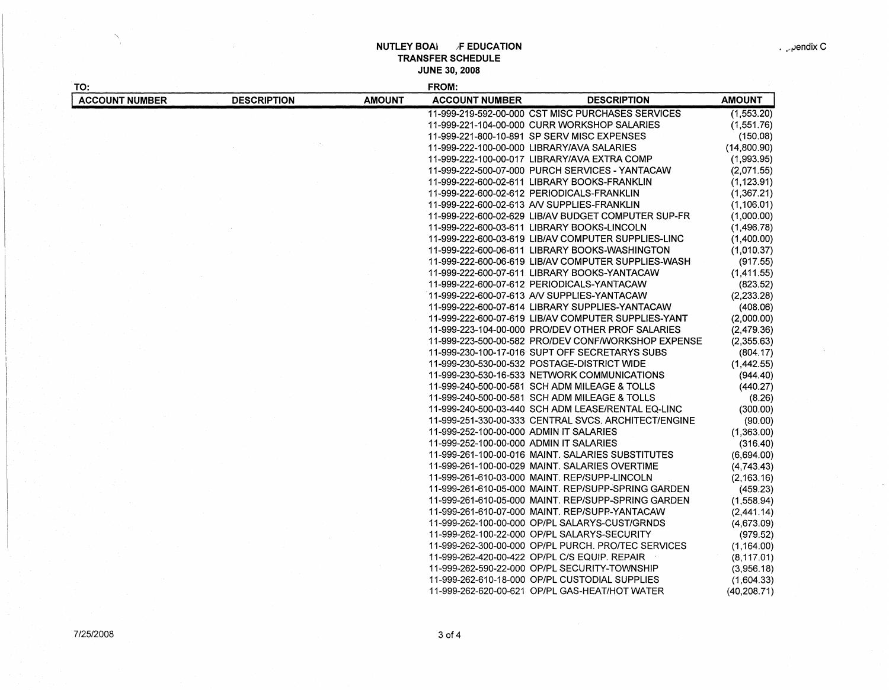# NUTLEY BOARD OF EDUCATION
## TRANSFER SCHEDULE
### JUNE 30, 2008

Appendix C

| TO: | | | FROM: | | |
|---|---|---|---|---|---|
| ACCOUNT NUMBER | DESCRIPTION | AMOUNT | ACCOUNT NUMBER | DESCRIPTION | AMOUNT |
| | | | 11-999-219-592-00-000 | CST MISC PURCHASES SERVICES | (1,553.20) |
| | | | 11-999-221-104-00-000 | CURR WORKSHOP SALARIES | (1,551.76) |
| | | | 11-999-221-800-10-891 | SP SERV MISC EXPENSES | (150.08) |
| | | | 11-999-222-100-00-000 | LIBRARY/AVA SALARIES | (14,800.90) |
| | | | 11-999-222-100-00-017 | LIBRARY/AVA EXTRA COMP | (1,993.95) |
| | | | 11-999-222-500-07-000 | PURCH SERVICES - YANTACAW | (2,071.55) |
| | | | 11-999-222-600-02-611 | LIBRARY BOOKS-FRANKLIN | (1,123.91) |
| | | | 11-999-222-600-02-612 | PERIODICALS-FRANKLIN | (1,367.21) |
| | | | 11-999-222-600-02-613 | A/V SUPPLIES-FRANKLIN | (1,106.01) |
| | | | 11-999-222-600-02-629 | LIB/AV BUDGET COMPUTER SUP-FR | (1,000.00) |
| | | | 11-999-222-600-03-611 | LIBRARY BOOKS-LINCOLN | (1,496.78) |
| | | | 11-999-222-600-03-619 | LIB/AV COMPUTER SUPPLIES-LINC | (1,400.00) |
| | | | 11-999-222-600-06-611 | LIBRARY BOOKS-WASHINGTON | (1,010.37) |
| | | | 11-999-222-600-06-619 | LIB/AV COMPUTER SUPPLIES-WASH | (917.55) |
| | | | 11-999-222-600-07-611 | LIBRARY BOOKS-YANTACAW | (1,411.55) |
| | | | 11-999-222-600-07-612 | PERIODICALS-YANTACAW | (823.52) |
| | | | 11-999-222-600-07-613 | A/V SUPPLIES-YANTACAW | (2,233.28) |
| | | | 11-999-222-600-07-614 | LIBRARY SUPPLIES-YANTACAW | (408.06) |
| | | | 11-999-222-600-07-619 | LIB/AV COMPUTER SUPPLIES-YANT | (2,000.00) |
| | | | 11-999-223-104-00-000 | PRO/DEV OTHER PROF SALARIES | (2,479.36) |
| | | | 11-999-223-500-00-582 | PRO/DEV CONF/WORKSHOP EXPENSE | (2,355.63) |
| | | | 11-999-230-100-17-016 | SUPT OFF SECRETARYS SUBS | (804.17) |
| | | | 11-999-230-530-00-532 | POSTAGE-DISTRICT WIDE | (1,442.55) |
| | | | 11-999-230-530-16-533 | NETWORK COMMUNICATIONS | (944.40) |
| | | | 11-999-240-500-00-581 | SCH ADM MILEAGE & TOLLS | (440.27) |
| | | | 11-999-240-500-00-581 | SCH ADM MILEAGE & TOLLS | (8.26) |
| | | | 11-999-240-500-03-440 | SCH ADM LEASE/RENTAL EQ-LINC | (300.00) |
| | | | 11-999-251-330-00-333 | CENTRAL SVCS. ARCHITECT/ENGINE | (90.00) |
| | | | 11-999-252-100-00-000 | ADMIN IT SALARIES | (1,363.00) |
| | | | 11-999-252-100-00-000 | ADMIN IT SALARIES | (316.40) |
| | | | 11-999-261-100-00-016 | MAINT. SALARIES SUBSTITUTES | (6,694.00) |
| | | | 11-999-261-100-00-029 | MAINT. SALARIES OVERTIME | (4,743.43) |
| | | | 11-999-261-610-03-000 | MAINT. REP/SUPP-LINCOLN | (2,163.16) |
| | | | 11-999-261-610-05-000 | MAINT. REP/SUPP-SPRING GARDEN | (459.23) |
| | | | 11-999-261-610-05-000 | MAINT. REP/SUPP-SPRING GARDEN | (1,558.94) |
| | | | 11-999-261-610-07-000 | MAINT. REP/SUPP-YANTACAW | (2,441.14) |
| | | | 11-999-262-100-00-000 | OP/PL SALARYS-CUST/GRNDS | (4,673.09) |
| | | | 11-999-262-100-22-000 | OP/PL SALARYS-SECURITY | (979.52) |
| | | | 11-999-262-300-00-000 | OP/PL PURCH. PRO/TEC SERVICES | (1,164.00) |
| | | | 11-999-262-420-00-422 | OP/PL C/S EQUIP. REPAIR | (8,117.01) |
| | | | 11-999-262-590-22-000 | OP/PL SECURITY-TOWNSHIP | (3,956.18) |
| | | | 11-999-262-610-18-000 | OP/PL CUSTODIAL SUPPLIES | (1,604.33) |
| | | | 11-999-262-620-00-621 | OP/PL GAS-HEAT/HOT WATER | (40,208.71) |

7/25/2008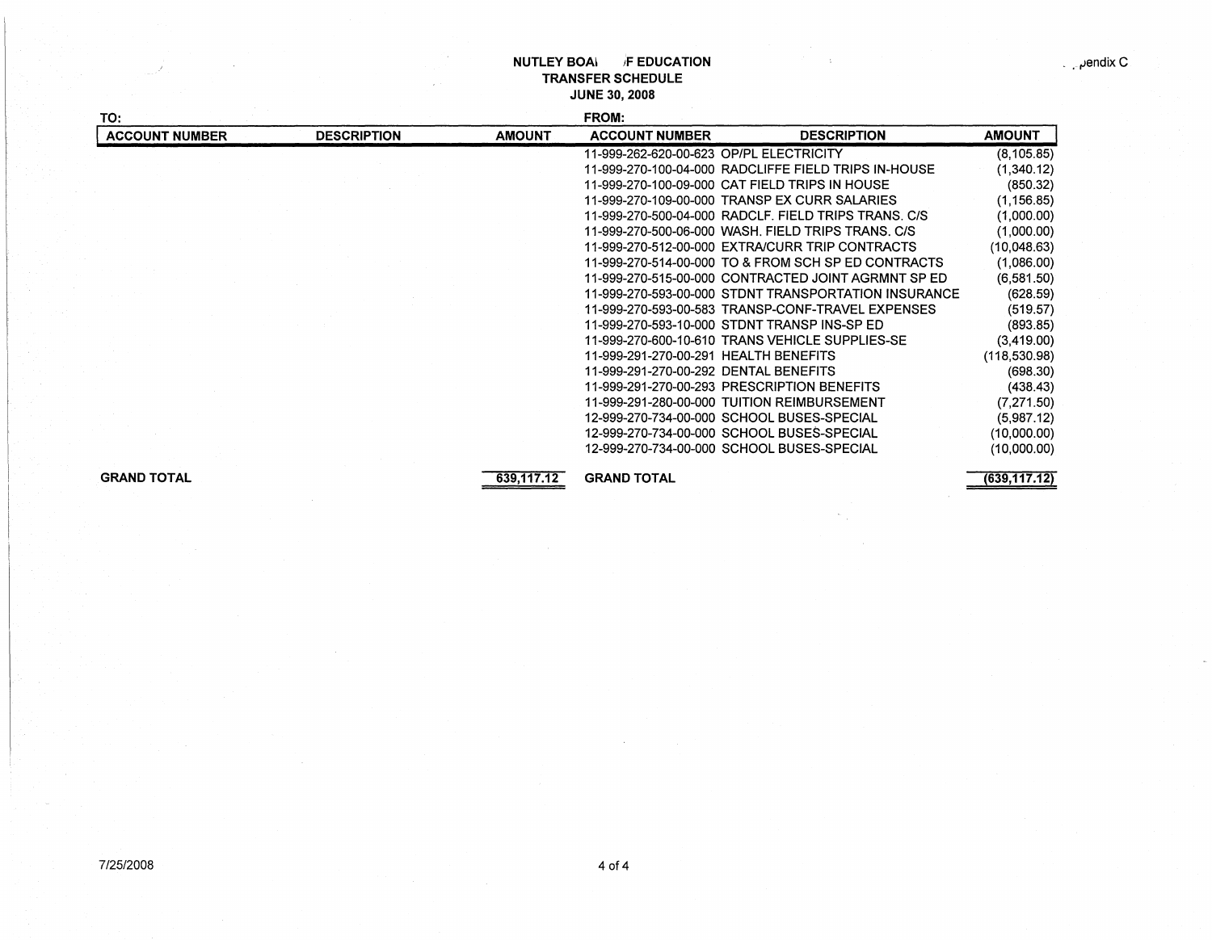NUTLEY BOAI   F EDUCATION
TRANSFER SCHEDULE
JUNE 30, 2008

. . pendix C

| TO: ACCOUNT NUMBER | DESCRIPTION | AMOUNT | FROM: ACCOUNT NUMBER | DESCRIPTION | AMOUNT |
|---|---|---|---|---|---|
| | | | 11-999-262-620-00-623 | OP/PL ELECTRICITY | (8,105.85) |
| | | | 11-999-270-100-04-000 | RADCLIFFE FIELD TRIPS IN-HOUSE | (1,340.12) |
| | | | 11-999-270-100-09-000 | CAT FIELD TRIPS IN HOUSE | (850.32) |
| | | | 11-999-270-109-00-000 | TRANSP EX CURR SALARIES | (1,156.85) |
| | | | 11-999-270-500-04-000 | RADCLF. FIELD TRIPS TRANS. C/S | (1,000.00) |
| | | | 11-999-270-500-06-000 | WASH. FIELD TRIPS TRANS. C/S | (1,000.00) |
| | | | 11-999-270-512-00-000 | EXTRA/CURR TRIP CONTRACTS | (10,048.63) |
| | | | 11-999-270-514-00-000 | TO & FROM SCH SP ED CONTRACTS | (1,086.00) |
| | | | 11-999-270-515-00-000 | CONTRACTED JOINT AGRMNT SP ED | (6,581.50) |
| | | | 11-999-270-593-00-000 | STDNT TRANSPORTATION INSURANCE | (628.59) |
| | | | 11-999-270-593-00-583 | TRANSP-CONF-TRAVEL EXPENSES | (519.57) |
| | | | 11-999-270-593-10-000 | STDNT TRANSP INS-SP ED | (893.85) |
| | | | 11-999-270-600-10-610 | TRANS VEHICLE SUPPLIES-SE | (3,419.00) |
| | | | 11-999-291-270-00-291 | HEALTH BENEFITS | (118,530.98) |
| | | | 11-999-291-270-00-292 | DENTAL BENEFITS | (698.30) |
| | | | 11-999-291-270-00-293 | PRESCRIPTION BENEFITS | (438.43) |
| | | | 11-999-291-280-00-000 | TUITION REIMBURSEMENT | (7,271.50) |
| | | | 12-999-270-734-00-000 | SCHOOL BUSES-SPECIAL | (5,987.12) |
| | | | 12-999-270-734-00-000 | SCHOOL BUSES-SPECIAL | (10,000.00) |
| | | | 12-999-270-734-00-000 | SCHOOL BUSES-SPECIAL | (10,000.00) |
| GRAND TOTAL | | 639,117.12 | GRAND TOTAL | | (639,117.12) |

7/25/2008